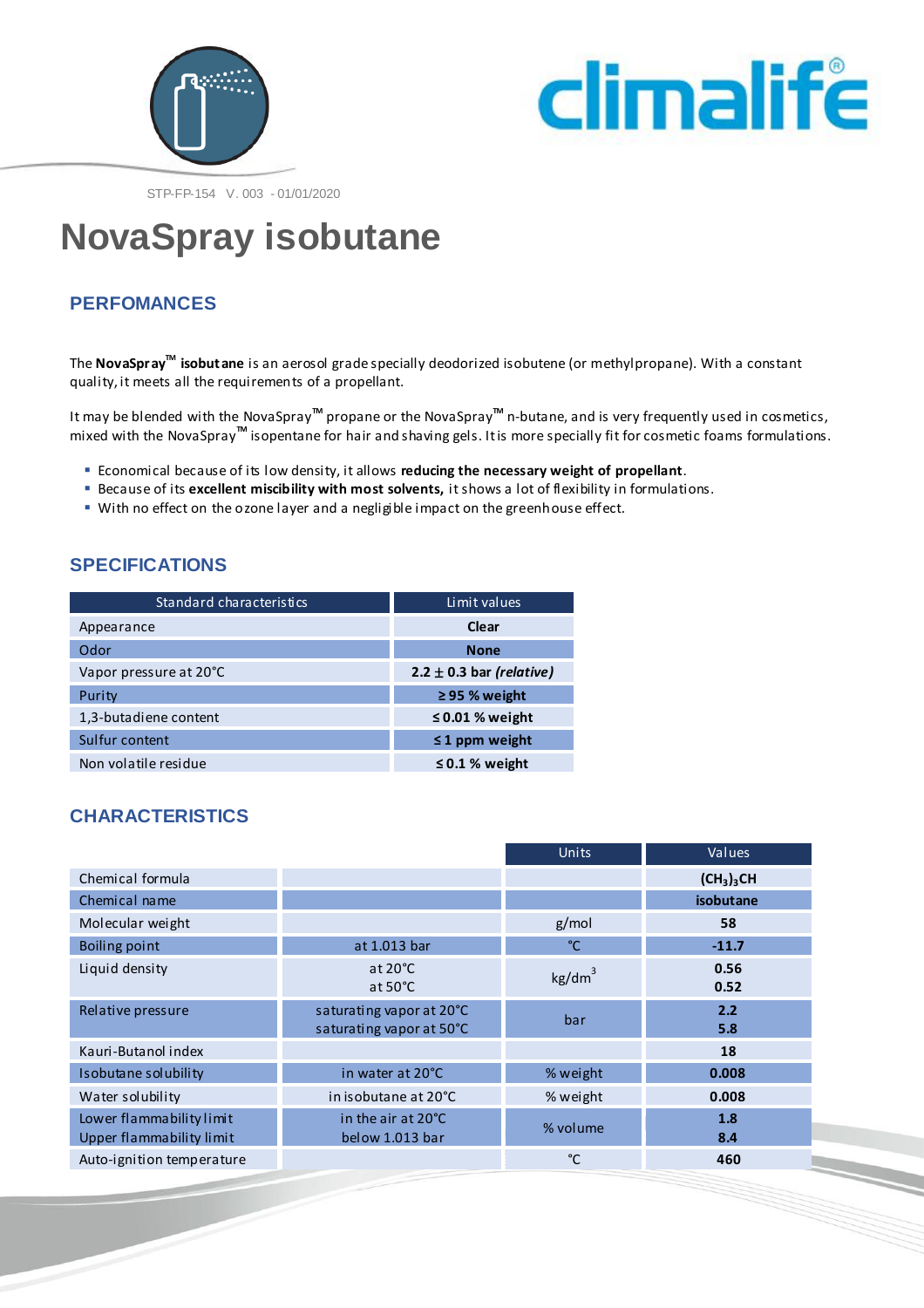STP-FP-154 V. 003 - 01/01/2020

# NovaSpray isobutane

## PERFOMANCES

The **NovaSpray™ isobutane** is an aerosol grade specially deodorized isobutene (or methylpropane). With a constant quality, it meets all the requirements of a propellant.

It may be blended with the NovaSpray™ propane or the NovaSpray™ n-butane, and is very frequently used in cosmetics, mixed with the NovaSpray™ isopentane for hair and shaving gels. It is more specially fit for cosmetic foams formulations.

- Economical because of its low density, it allows **reducing the necessary weight of propellant**.
- Because of its **excellent miscibility with most solvents,** it shows a lot of flexibility in formulations.
- With no effect on the ozone layer and a negligible impact on the greenhouse effect.

## SPECIFICATIONS

| Standard characteristics | Limit values |
|---|---|
| Appearance | **Clear** |
| Odor | **None** |
| Vapor pressure at 20°C | **2.2 ± 0.3 bar *(relative)*** |
| Purity | **≥ 95 % weight** |
| 1,3-butadiene content | **≤ 0.01 % weight** |
| Sulfur content | **≤ 1 ppm weight** |
| Non volatile residue | **≤ 0.1 % weight** |

## CHARACTERISTICS

| | | Units | Values |
|---|---|---|---|
| Chemical formula | | | **$(CH_3)_3CH$** |
| Chemical name | | | **isobutane** |
| Molecular weight | | g/mol | **58** |
| Boiling point | at 1.013 bar | °C | **-11.7** |
| Liquid density | at 20°C<br>at 50°C | $kg/dm^3$ | **0.56**<br>**0.52** |
| Relative pressure | saturating vapor at 20°C<br>saturating vapor at 50°C | bar | **2.2**<br>**5.8** |
| Kauri-Butanol index | | | **18** |
| Isobutane solubility | in water at 20°C | % weight | **0.008** |
| Water solubility | in isobutane at 20°C | % weight | **0.008** |
| Lower flammability limit<br>Upper flammability limit | in the air at 20°C<br>below 1.013 bar | % volume | **1.8**<br>**8.4** |
| Auto-ignition temperature | | °C | **460** |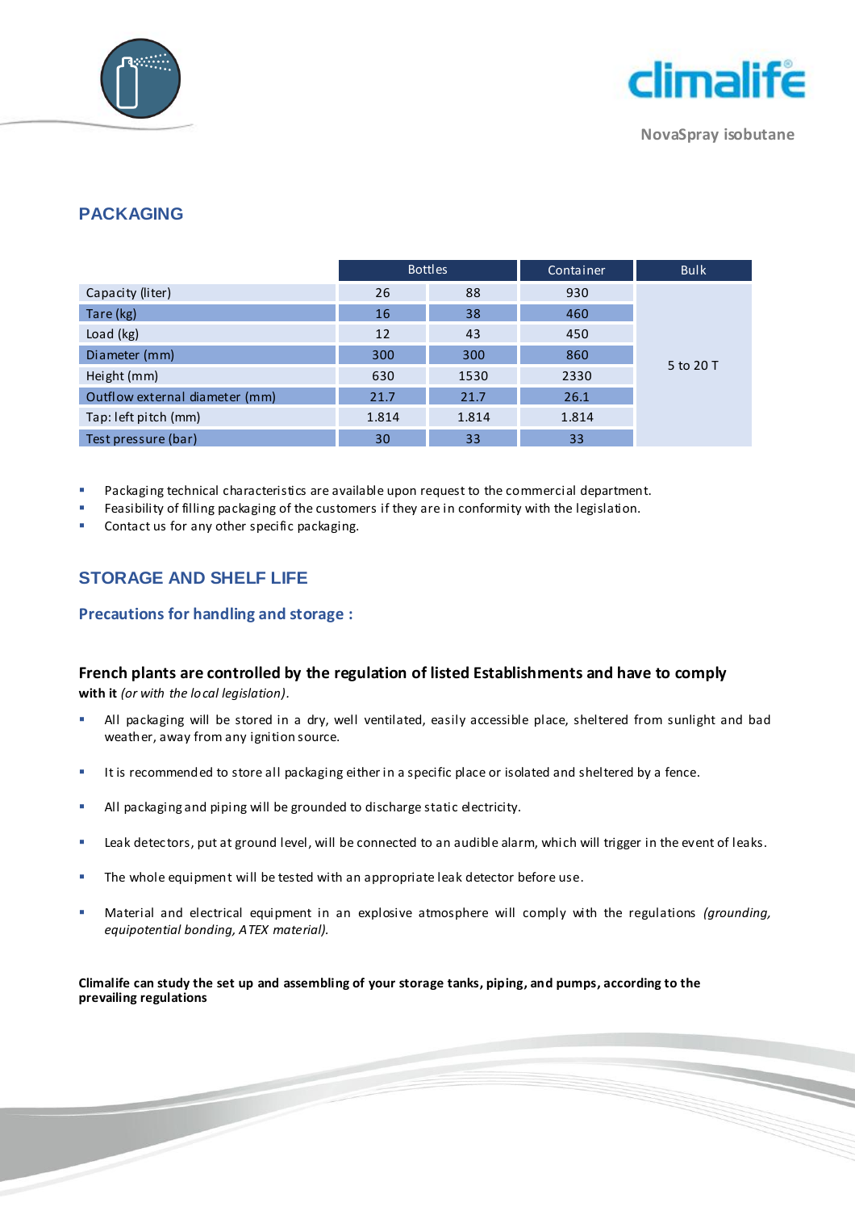## PACKAGING

| | Bottles | | Container | Bulk |
|---|---|---|---|---|
| Capacity (liter) | 26 | 88 | 930 | 5 to 20 T |
| Tare (kg) | 16 | 38 | 460 | |
| Load (kg) | 12 | 43 | 450 | |
| Diameter (mm) | 300 | 300 | 860 | |
| Height (mm) | 630 | 1530 | 2330 | |
| Outflow external diameter (mm) | 21.7 | 21.7 | 26.1 | |
| Tap: left pitch (mm) | 1.814 | 1.814 | 1.814 | |
| Test pressure (bar) | 30 | 33 | 33 | |

- Packaging technical characteristics are available upon request to the commercial department.
- Feasibility of filling packaging of the customers if they are in conformity with the legislation.
- Contact us for any other specific packaging.

## STORAGE AND SHELF LIFE

### Precautions for handling and storage :

**French plants are controlled by the regulation of listed Establishments and have to comply with it** *(or with the local legislation)*.

- All packaging will be stored in a dry, well ventilated, easily accessible place, sheltered from sunlight and bad weather, away from any ignition source.
- It is recommended to store all packaging either in a specific place or isolated and sheltered by a fence.
- All packaging and piping will be grounded to discharge static electricity.
- Leak detectors, put at ground level, will be connected to an audible alarm, which will trigger in the event of leaks.
- The whole equipment will be tested with an appropriate leak detector before use.
- Material and electrical equipment in an explosive atmosphere will comply with the regulations *(grounding, equipotential bonding, ATEX material).*

**Climalife can study the set up and assembling of your storage tanks, piping, and pumps, according to the prevailing regulations**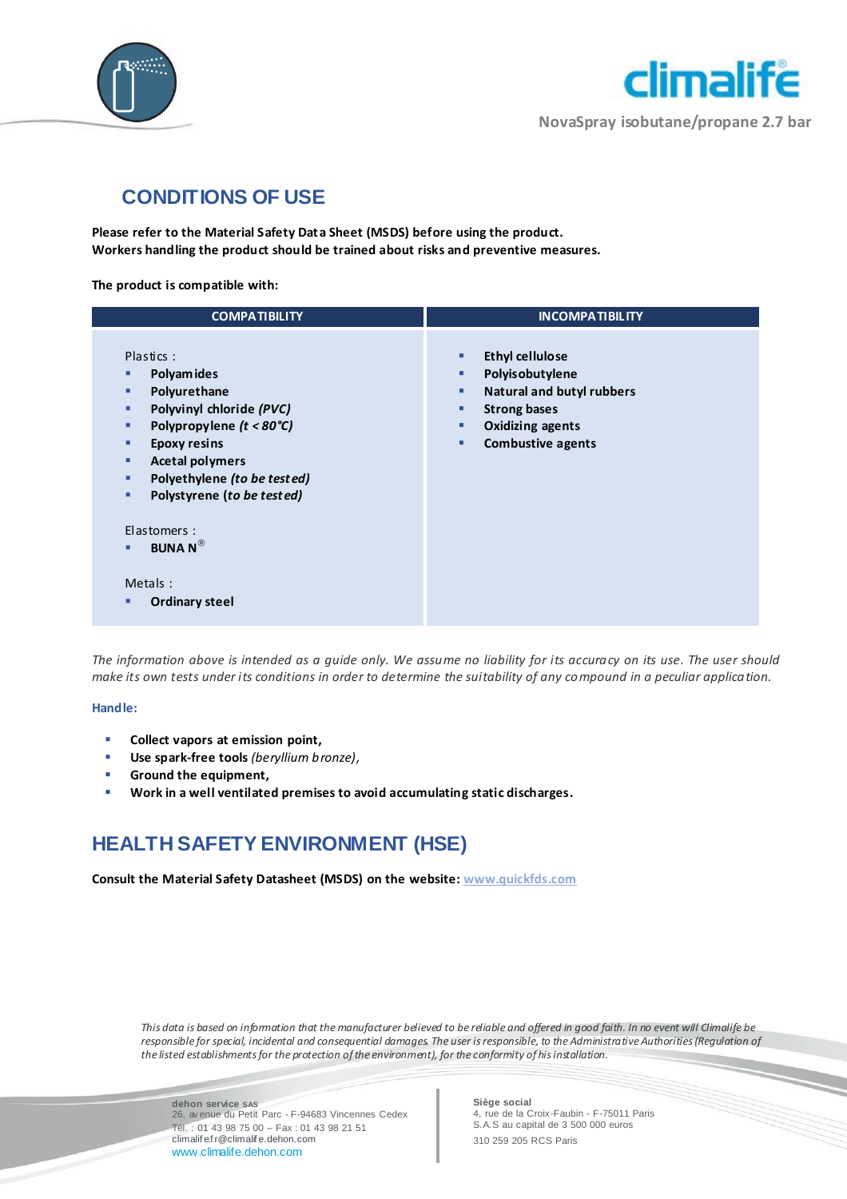## CONDITIONS OF USE

**Please refer to the Material Safety Data Sheet (MSDS) before using the product.**
**Workers handling the product should be trained about risks and preventive measures.**

**The product is compatible with:**

| COMPATIBILITY | INCOMPATIBILITY |
|---|---|
| Plastics :<br>▪ **Polyamides**<br>▪ **Polyurethane**<br>▪ **Polyvinyl chloride *(PVC)***<br>▪ **Polypropylene *(t < 80°C)***<br>▪ **Epoxy resins**<br>▪ **Acetal polymers**<br>▪ **Polyethylene *(to be tested)***<br>▪ **Polystyrene (*to be tested*)**<br><br>Elastomers :<br>▪ **BUNA N®**<br><br>Metals :<br>▪ **Ordinary steel** | ▪ **Ethyl cellulose**<br>▪ **Polyisobutylene**<br>▪ **Natural and butyl rubbers**<br>▪ **Strong bases**<br>▪ **Oxidizing agents**<br>▪ **Combustive agents** |

*The information above is intended as a guide only. We assume no liability for its accuracy on its use. The user should make its own tests under its conditions in order to determine the suitability of any compound in a peculiar application.*

**Handle:**

- **Collect vapors at emission point,**
- **Use spark-free tools** *(beryllium bronze)*,
- **Ground the equipment,**
- **Work in a well ventilated premises to avoid accumulating static discharges.**

## HEALTH SAFETY ENVIRONMENT (HSE)

**Consult the Material Safety Datasheet (MSDS) on the website:** [www.quickfds.com](www.quickfds.com)

*This data is based on information that the manufacturer believed to be reliable and offered in good faith. In no event will Climalife be responsible for special, incidental and consequential damages. The user is responsible, to the Administrative Authorities (Regulation of the listed establishments for the protection of the environment), for the conformity of his installation.*

**dehon service SAS**
26, avenue du Petit Parc - F-94683 Vincennes Cedex
Tél. : 01 43 98 75 00 – Fax : 01 43 98 21 51
climalife.fr@climalife.dehon.com
www.climalife.dehon.com

**Siège social**
4, rue de la Croix-Faubin - F-75011 Paris
S.A.S au capital de 3 500 000 euros
310 259 205 RCS Paris